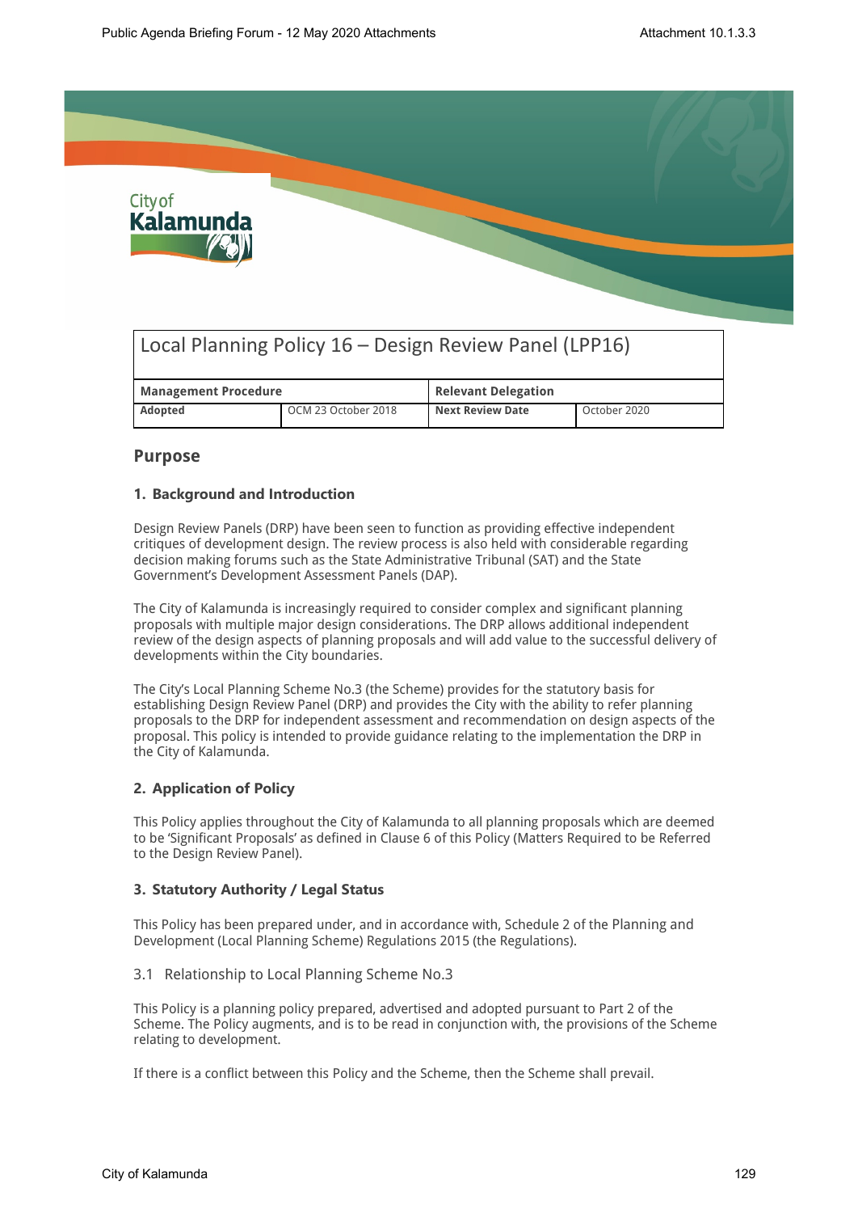# Local Planning Policy 16 – Design Review Panel (LPP16)

| Management Procedure | | Relevant Delegation | |
|---|---|---|---|
| **Adopted** | OCM 23 October 2018 | **Next Review Date** | October 2020 |

## Purpose

### 1. Background and Introduction

Design Review Panels (DRP) have been seen to function as providing effective independent critiques of development design. The review process is also held with considerable regarding decision making forums such as the State Administrative Tribunal (SAT) and the State Government's Development Assessment Panels (DAP).

The City of Kalamunda is increasingly required to consider complex and significant planning proposals with multiple major design considerations. The DRP allows additional independent review of the design aspects of planning proposals and will add value to the successful delivery of developments within the City boundaries.

The City's Local Planning Scheme No.3 (the Scheme) provides for the statutory basis for establishing Design Review Panel (DRP) and provides the City with the ability to refer planning proposals to the DRP for independent assessment and recommendation on design aspects of the proposal. This policy is intended to provide guidance relating to the implementation the DRP in the City of Kalamunda.

### 2. Application of Policy

This Policy applies throughout the City of Kalamunda to all planning proposals which are deemed to be 'Significant Proposals' as defined in Clause 6 of this Policy (Matters Required to be Referred to the Design Review Panel).

### 3. Statutory Authority / Legal Status

This Policy has been prepared under, and in accordance with, Schedule 2 of the Planning and Development (Local Planning Scheme) Regulations 2015 (the Regulations).

#### 3.1 Relationship to Local Planning Scheme No.3

This Policy is a planning policy prepared, advertised and adopted pursuant to Part 2 of the Scheme. The Policy augments, and is to be read in conjunction with, the provisions of the Scheme relating to development.

If there is a conflict between this Policy and the Scheme, then the Scheme shall prevail.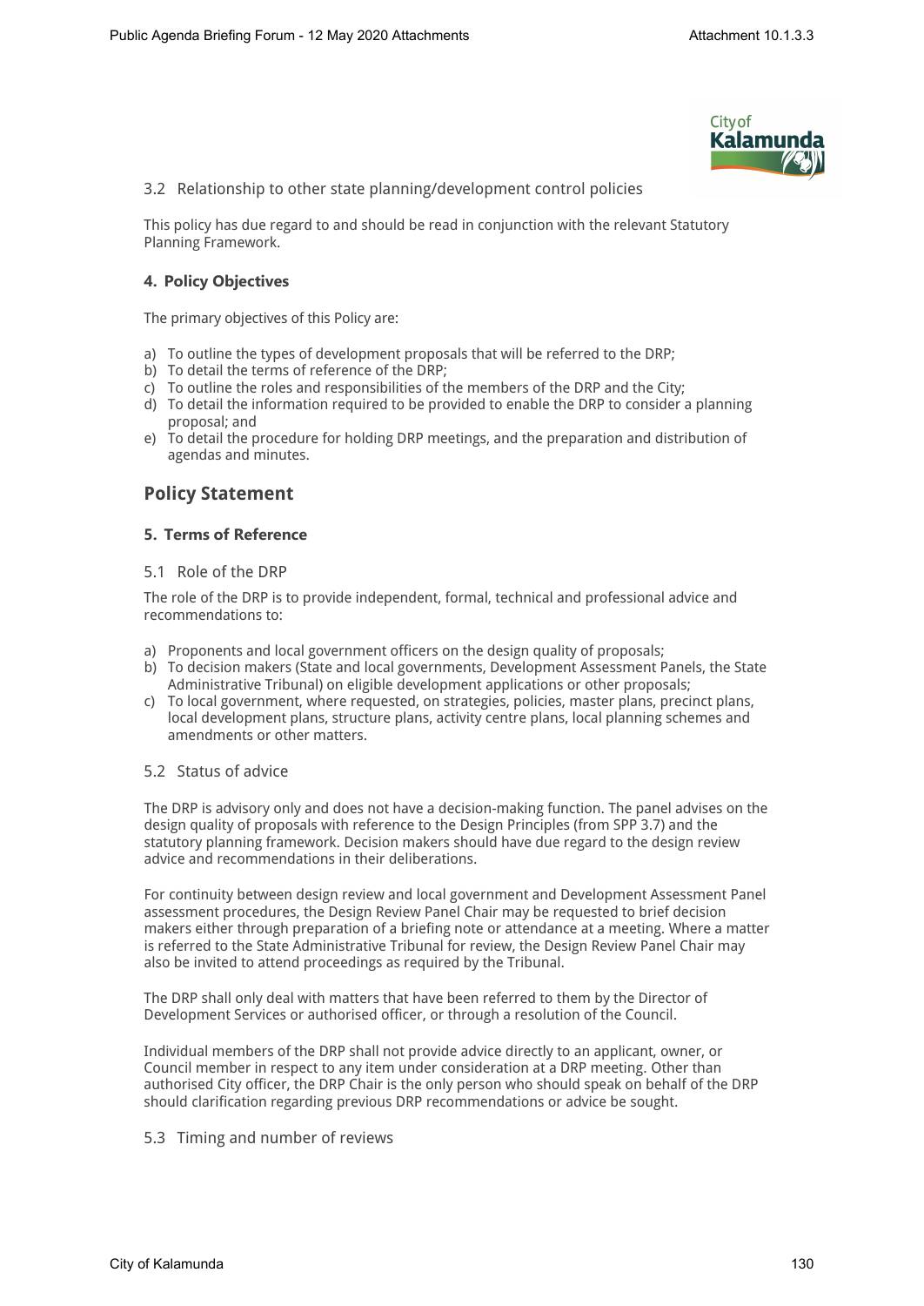3.2 Relationship to other state planning/development control policies

This policy has due regard to and should be read in conjunction with the relevant Statutory Planning Framework.

#### 4. Policy Objectives

The primary objectives of this Policy are:

a) To outline the types of development proposals that will be referred to the DRP;
b) To detail the terms of reference of the DRP;
c) To outline the roles and responsibilities of the members of the DRP and the City;
d) To detail the information required to be provided to enable the DRP to consider a planning proposal; and
e) To detail the procedure for holding DRP meetings, and the preparation and distribution of agendas and minutes.

## Policy Statement

#### 5. Terms of Reference

5.1 Role of the DRP

The role of the DRP is to provide independent, formal, technical and professional advice and recommendations to:

a) Proponents and local government officers on the design quality of proposals;
b) To decision makers (State and local governments, Development Assessment Panels, the State Administrative Tribunal) on eligible development applications or other proposals;
c) To local government, where requested, on strategies, policies, master plans, precinct plans, local development plans, structure plans, activity centre plans, local planning schemes and amendments or other matters.

5.2 Status of advice

The DRP is advisory only and does not have a decision-making function. The panel advises on the design quality of proposals with reference to the Design Principles (from SPP 3.7) and the statutory planning framework. Decision makers should have due regard to the design review advice and recommendations in their deliberations.

For continuity between design review and local government and Development Assessment Panel assessment procedures, the Design Review Panel Chair may be requested to brief decision makers either through preparation of a briefing note or attendance at a meeting. Where a matter is referred to the State Administrative Tribunal for review, the Design Review Panel Chair may also be invited to attend proceedings as required by the Tribunal.

The DRP shall only deal with matters that have been referred to them by the Director of Development Services or authorised officer, or through a resolution of the Council.

Individual members of the DRP shall not provide advice directly to an applicant, owner, or Council member in respect to any item under consideration at a DRP meeting. Other than authorised City officer, the DRP Chair is the only person who should speak on behalf of the DRP should clarification regarding previous DRP recommendations or advice be sought.

5.3 Timing and number of reviews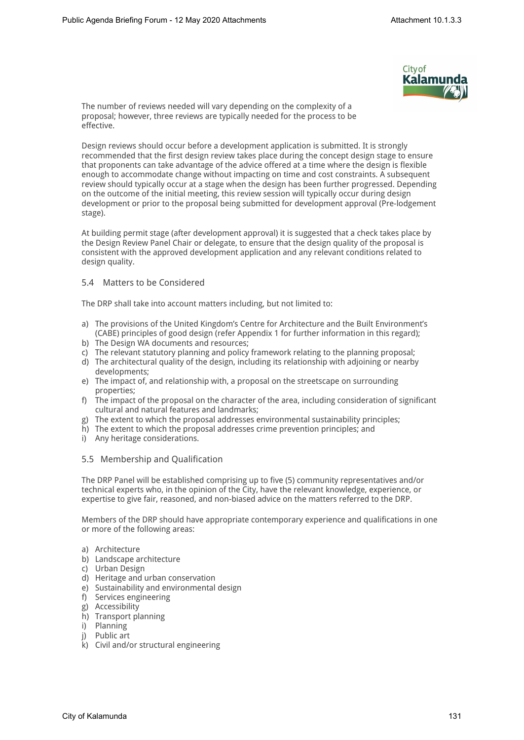The number of reviews needed will vary depending on the complexity of a proposal; however, three reviews are typically needed for the process to be effective.

Design reviews should occur before a development application is submitted. It is strongly recommended that the first design review takes place during the concept design stage to ensure that proponents can take advantage of the advice offered at a time where the design is flexible enough to accommodate change without impacting on time and cost constraints. A subsequent review should typically occur at a stage when the design has been further progressed. Depending on the outcome of the initial meeting, this review session will typically occur during design development or prior to the proposal being submitted for development approval (Pre-lodgement stage).

At building permit stage (after development approval) it is suggested that a check takes place by the Design Review Panel Chair or delegate, to ensure that the design quality of the proposal is consistent with the approved development application and any relevant conditions related to design quality.

### 5.4 Matters to be Considered

The DRP shall take into account matters including, but not limited to:

a) The provisions of the United Kingdom's Centre for Architecture and the Built Environment's (CABE) principles of good design (refer Appendix 1 for further information in this regard);
b) The Design WA documents and resources;
c) The relevant statutory planning and policy framework relating to the planning proposal;
d) The architectural quality of the design, including its relationship with adjoining or nearby developments;
e) The impact of, and relationship with, a proposal on the streetscape on surrounding properties;
f) The impact of the proposal on the character of the area, including consideration of significant cultural and natural features and landmarks;
g) The extent to which the proposal addresses environmental sustainability principles;
h) The extent to which the proposal addresses crime prevention principles; and
i) Any heritage considerations.

### 5.5 Membership and Qualification

The DRP Panel will be established comprising up to five (5) community representatives and/or technical experts who, in the opinion of the City, have the relevant knowledge, experience, or expertise to give fair, reasoned, and non-biased advice on the matters referred to the DRP.

Members of the DRP should have appropriate contemporary experience and qualifications in one or more of the following areas:

a) Architecture
b) Landscape architecture
c) Urban Design
d) Heritage and urban conservation
e) Sustainability and environmental design
f) Services engineering
g) Accessibility
h) Transport planning
i) Planning
j) Public art
k) Civil and/or structural engineering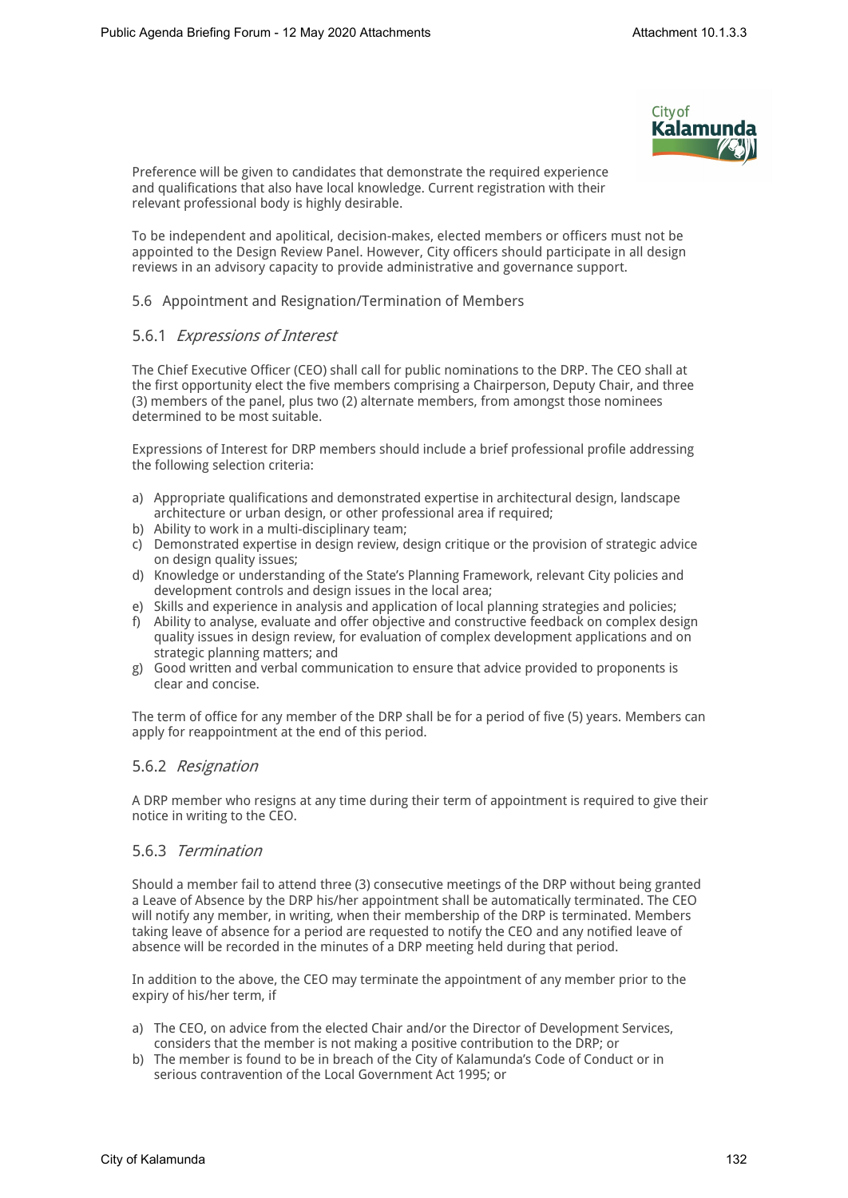Preference will be given to candidates that demonstrate the required experience and qualifications that also have local knowledge. Current registration with their relevant professional body is highly desirable.

To be independent and apolitical, decision-makes, elected members or officers must not be appointed to the Design Review Panel. However, City officers should participate in all design reviews in an advisory capacity to provide administrative and governance support.

### 5.6 Appointment and Resignation/Termination of Members

#### 5.6.1 *Expressions of Interest*

The Chief Executive Officer (CEO) shall call for public nominations to the DRP. The CEO shall at the first opportunity elect the five members comprising a Chairperson, Deputy Chair, and three (3) members of the panel, plus two (2) alternate members, from amongst those nominees determined to be most suitable.

Expressions of Interest for DRP members should include a brief professional profile addressing the following selection criteria:

a) Appropriate qualifications and demonstrated expertise in architectural design, landscape architecture or urban design, or other professional area if required;
b) Ability to work in a multi-disciplinary team;
c) Demonstrated expertise in design review, design critique or the provision of strategic advice on design quality issues;
d) Knowledge or understanding of the State's Planning Framework, relevant City policies and development controls and design issues in the local area;
e) Skills and experience in analysis and application of local planning strategies and policies;
f) Ability to analyse, evaluate and offer objective and constructive feedback on complex design quality issues in design review, for evaluation of complex development applications and on strategic planning matters; and
g) Good written and verbal communication to ensure that advice provided to proponents is clear and concise.

The term of office for any member of the DRP shall be for a period of five (5) years. Members can apply for reappointment at the end of this period.

#### 5.6.2 *Resignation*

A DRP member who resigns at any time during their term of appointment is required to give their notice in writing to the CEO.

#### 5.6.3 *Termination*

Should a member fail to attend three (3) consecutive meetings of the DRP without being granted a Leave of Absence by the DRP his/her appointment shall be automatically terminated. The CEO will notify any member, in writing, when their membership of the DRP is terminated. Members taking leave of absence for a period are requested to notify the CEO and any notified leave of absence will be recorded in the minutes of a DRP meeting held during that period.

In addition to the above, the CEO may terminate the appointment of any member prior to the expiry of his/her term, if

a) The CEO, on advice from the elected Chair and/or the Director of Development Services, considers that the member is not making a positive contribution to the DRP; or
b) The member is found to be in breach of the City of Kalamunda's Code of Conduct or in serious contravention of the Local Government Act 1995; or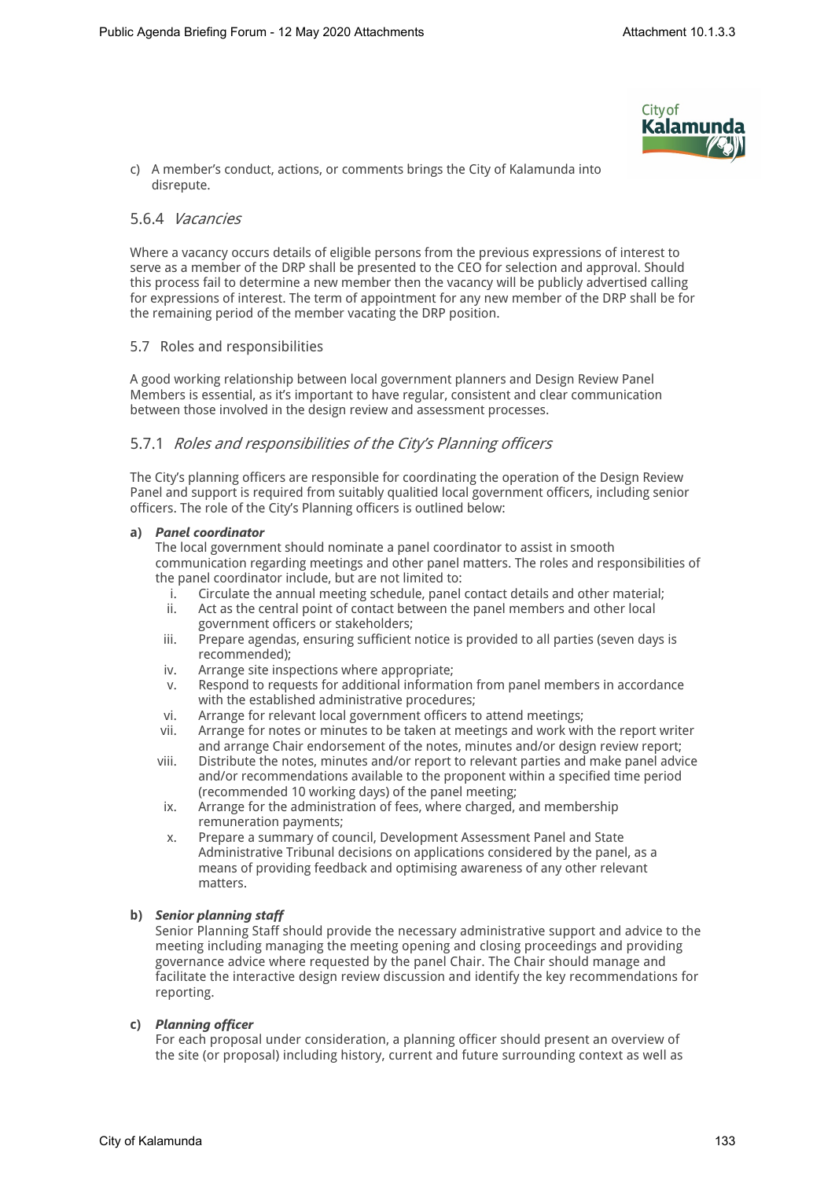c) A member's conduct, actions, or comments brings the City of Kalamunda into disrepute.

### 5.6.4 *Vacancies*

Where a vacancy occurs details of eligible persons from the previous expressions of interest to serve as a member of the DRP shall be presented to the CEO for selection and approval. Should this process fail to determine a new member then the vacancy will be publicly advertised calling for expressions of interest. The term of appointment for any new member of the DRP shall be for the remaining period of the member vacating the DRP position.

## 5.7 Roles and responsibilities

A good working relationship between local government planners and Design Review Panel Members is essential, as it's important to have regular, consistent and clear communication between those involved in the design review and assessment processes.

### 5.7.1 *Roles and responsibilities of the City's Planning officers*

The City's planning officers are responsible for coordinating the operation of the Design Review Panel and support is required from suitably qualitied local government officers, including senior officers. The role of the City's Planning officers is outlined below:

**a) *Panel coordinator***

The local government should nominate a panel coordinator to assist in smooth communication regarding meetings and other panel matters. The roles and responsibilities of the panel coordinator include, but are not limited to:

i. Circulate the annual meeting schedule, panel contact details and other material;
ii. Act as the central point of contact between the panel members and other local government officers or stakeholders;
iii. Prepare agendas, ensuring sufficient notice is provided to all parties (seven days is recommended);
iv. Arrange site inspections where appropriate;
v. Respond to requests for additional information from panel members in accordance with the established administrative procedures;
vi. Arrange for relevant local government officers to attend meetings;
vii. Arrange for notes or minutes to be taken at meetings and work with the report writer and arrange Chair endorsement of the notes, minutes and/or design review report;
viii. Distribute the notes, minutes and/or report to relevant parties and make panel advice and/or recommendations available to the proponent within a specified time period (recommended 10 working days) of the panel meeting;
ix. Arrange for the administration of fees, where charged, and membership remuneration payments;
x. Prepare a summary of council, Development Assessment Panel and State Administrative Tribunal decisions on applications considered by the panel, as a means of providing feedback and optimising awareness of any other relevant matters.

**b) *Senior planning staff***

Senior Planning Staff should provide the necessary administrative support and advice to the meeting including managing the meeting opening and closing proceedings and providing governance advice where requested by the panel Chair. The Chair should manage and facilitate the interactive design review discussion and identify the key recommendations for reporting.

**c) *Planning officer***

For each proposal under consideration, a planning officer should present an overview of the site (or proposal) including history, current and future surrounding context as well as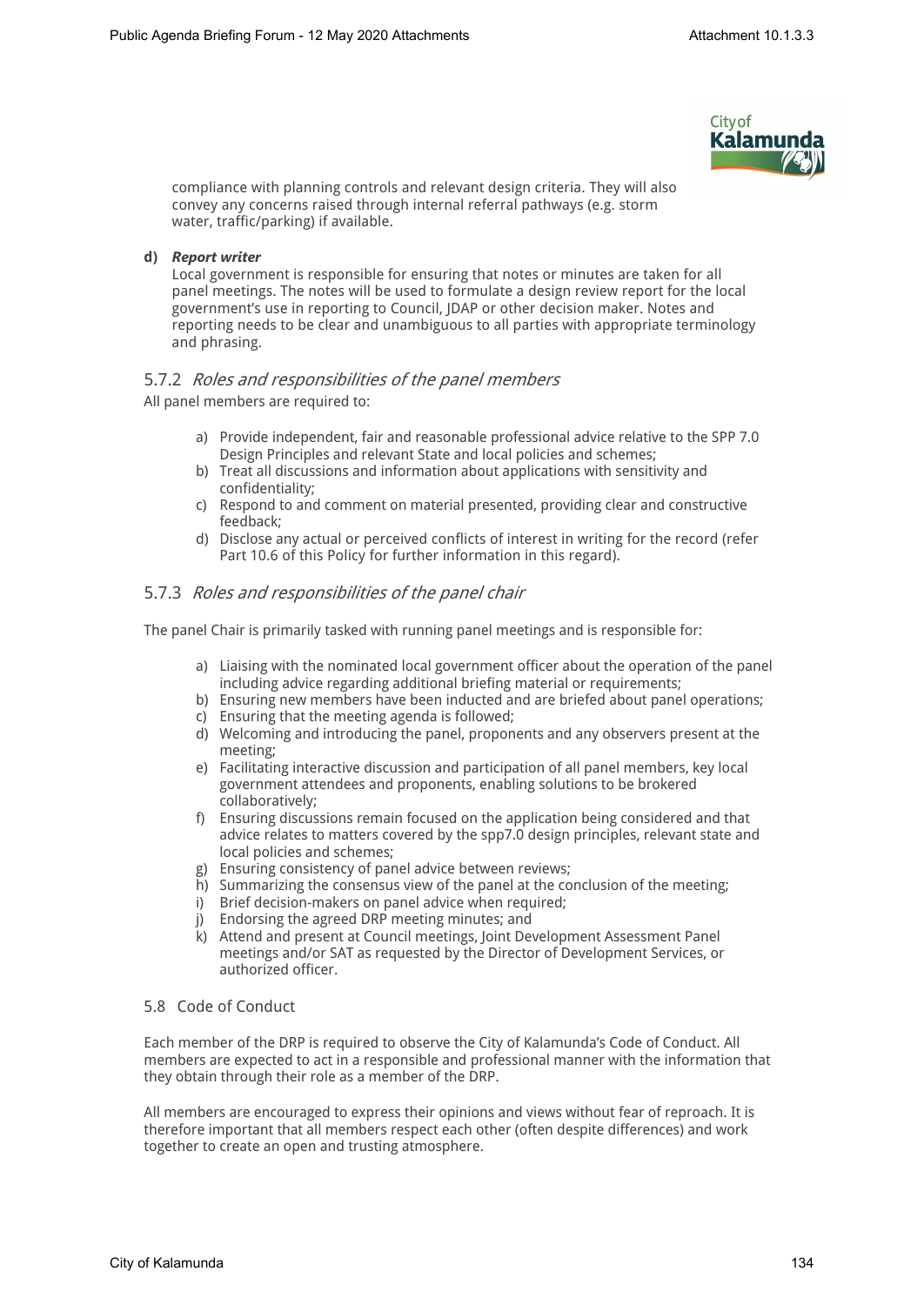compliance with planning controls and relevant design criteria. They will also convey any concerns raised through internal referral pathways (e.g. storm water, traffic/parking) if available.

**d)** ***Report writer***

Local government is responsible for ensuring that notes or minutes are taken for all panel meetings. The notes will be used to formulate a design review report for the local government's use in reporting to Council, JDAP or other decision maker. Notes and reporting needs to be clear and unambiguous to all parties with appropriate terminology and phrasing.

### 5.7.2 *Roles and responsibilities of the panel members*

All panel members are required to:

a) Provide independent, fair and reasonable professional advice relative to the SPP 7.0 Design Principles and relevant State and local policies and schemes;
b) Treat all discussions and information about applications with sensitivity and confidentiality;
c) Respond to and comment on material presented, providing clear and constructive feedback;
d) Disclose any actual or perceived conflicts of interest in writing for the record (refer Part 10.6 of this Policy for further information in this regard).

### 5.7.3 *Roles and responsibilities of the panel chair*

The panel Chair is primarily tasked with running panel meetings and is responsible for:

a) Liaising with the nominated local government officer about the operation of the panel including advice regarding additional briefing material or requirements;
b) Ensuring new members have been inducted and are briefed about panel operations;
c) Ensuring that the meeting agenda is followed;
d) Welcoming and introducing the panel, proponents and any observers present at the meeting;
e) Facilitating interactive discussion and participation of all panel members, key local government attendees and proponents, enabling solutions to be brokered collaboratively;
f) Ensuring discussions remain focused on the application being considered and that advice relates to matters covered by the spp7.0 design principles, relevant state and local policies and schemes;
g) Ensuring consistency of panel advice between reviews;
h) Summarizing the consensus view of the panel at the conclusion of the meeting;
i) Brief decision-makers on panel advice when required;
j) Endorsing the agreed DRP meeting minutes; and
k) Attend and present at Council meetings, Joint Development Assessment Panel meetings and/or SAT as requested by the Director of Development Services, or authorized officer.

## 5.8 Code of Conduct

Each member of the DRP is required to observe the City of Kalamunda's Code of Conduct. All members are expected to act in a responsible and professional manner with the information that they obtain through their role as a member of the DRP.

All members are encouraged to express their opinions and views without fear of reproach. It is therefore important that all members respect each other (often despite differences) and work together to create an open and trusting atmosphere.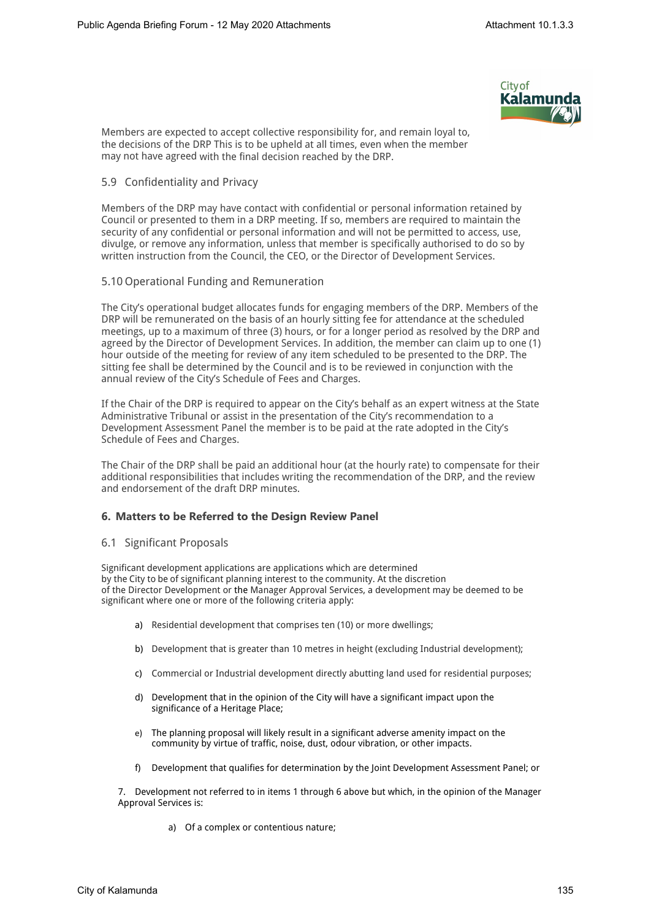Members are expected to accept collective responsibility for, and remain loyal to, the decisions of the DRP This is to be upheld at all times, even when the member may not have agreed with the final decision reached by the DRP.

### 5.9 Confidentiality and Privacy

Members of the DRP may have contact with confidential or personal information retained by Council or presented to them in a DRP meeting. If so, members are required to maintain the security of any confidential or personal information and will not be permitted to access, use, divulge, or remove any information, unless that member is specifically authorised to do so by written instruction from the Council, the CEO, or the Director of Development Services.

### 5.10 Operational Funding and Remuneration

The City's operational budget allocates funds for engaging members of the DRP. Members of the DRP will be remunerated on the basis of an hourly sitting fee for attendance at the scheduled meetings, up to a maximum of three (3) hours, or for a longer period as resolved by the DRP and agreed by the Director of Development Services. In addition, the member can claim up to one (1) hour outside of the meeting for review of any item scheduled to be presented to the DRP. The sitting fee shall be determined by the Council and is to be reviewed in conjunction with the annual review of the City's Schedule of Fees and Charges.

If the Chair of the DRP is required to appear on the City's behalf as an expert witness at the State Administrative Tribunal or assist in the presentation of the City's recommendation to a Development Assessment Panel the member is to be paid at the rate adopted in the City's Schedule of Fees and Charges.

The Chair of the DRP shall be paid an additional hour (at the hourly rate) to compensate for their additional responsibilities that includes writing the recommendation of the DRP, and the review and endorsement of the draft DRP minutes.

## 6. Matters to be Referred to the Design Review Panel

### 6.1 Significant Proposals

Significant development applications are applications which are determined by the City to be of significant planning interest to the community. At the discretion of the Director Development or the Manager Approval Services, a development may be deemed to be significant where one or more of the following criteria apply:

a) Residential development that comprises ten (10) or more dwellings;

b) Development that is greater than 10 metres in height (excluding Industrial development);

c) Commercial or Industrial development directly abutting land used for residential purposes;

d) Development that in the opinion of the City will have a significant impact upon the significance of a Heritage Place;

e) The planning proposal will likely result in a significant adverse amenity impact on the community by virtue of traffic, noise, dust, odour vibration, or other impacts.

f) Development that qualifies for determination by the Joint Development Assessment Panel; or

7. Development not referred to in items 1 through 6 above but which, in the opinion of the Manager Approval Services is:

   a) Of a complex or contentious nature;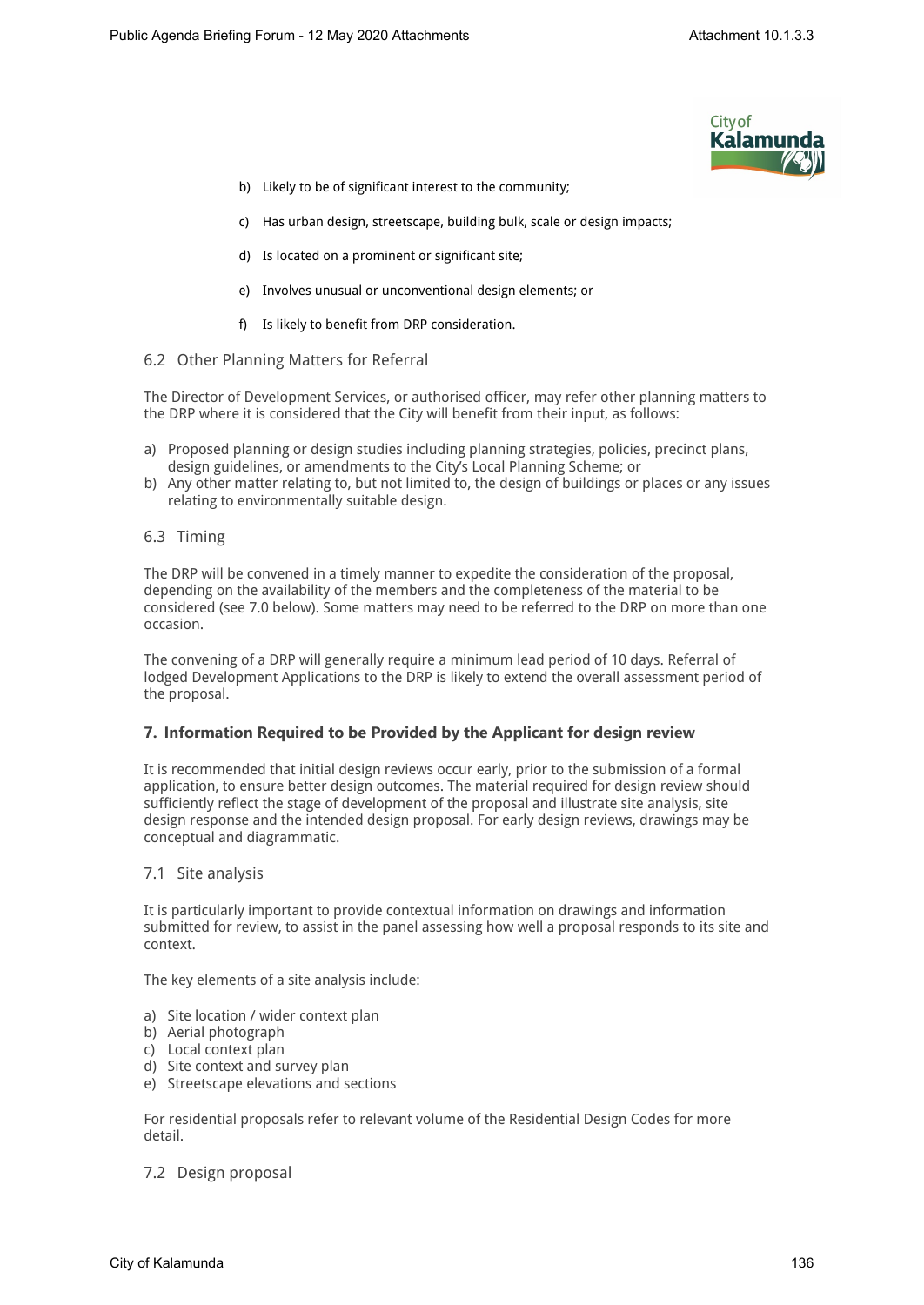b) Likely to be of significant interest to the community;

c) Has urban design, streetscape, building bulk, scale or design impacts;

d) Is located on a prominent or significant site;

e) Involves unusual or unconventional design elements; or

f) Is likely to benefit from DRP consideration.

### 6.2 Other Planning Matters for Referral

The Director of Development Services, or authorised officer, may refer other planning matters to the DRP where it is considered that the City will benefit from their input, as follows:

a) Proposed planning or design studies including planning strategies, policies, precinct plans, design guidelines, or amendments to the City's Local Planning Scheme; or
b) Any other matter relating to, but not limited to, the design of buildings or places or any issues relating to environmentally suitable design.

### 6.3 Timing

The DRP will be convened in a timely manner to expedite the consideration of the proposal, depending on the availability of the members and the completeness of the material to be considered (see 7.0 below). Some matters may need to be referred to the DRP on more than one occasion.

The convening of a DRP will generally require a minimum lead period of 10 days. Referral of lodged Development Applications to the DRP is likely to extend the overall assessment period of the proposal.

## 7. Information Required to be Provided by the Applicant for design review

It is recommended that initial design reviews occur early, prior to the submission of a formal application, to ensure better design outcomes. The material required for design review should sufficiently reflect the stage of development of the proposal and illustrate site analysis, site design response and the intended design proposal. For early design reviews, drawings may be conceptual and diagrammatic.

### 7.1 Site analysis

It is particularly important to provide contextual information on drawings and information submitted for review, to assist in the panel assessing how well a proposal responds to its site and context.

The key elements of a site analysis include:

a) Site location / wider context plan
b) Aerial photograph
c) Local context plan
d) Site context and survey plan
e) Streetscape elevations and sections

For residential proposals refer to relevant volume of the Residential Design Codes for more detail.

### 7.2 Design proposal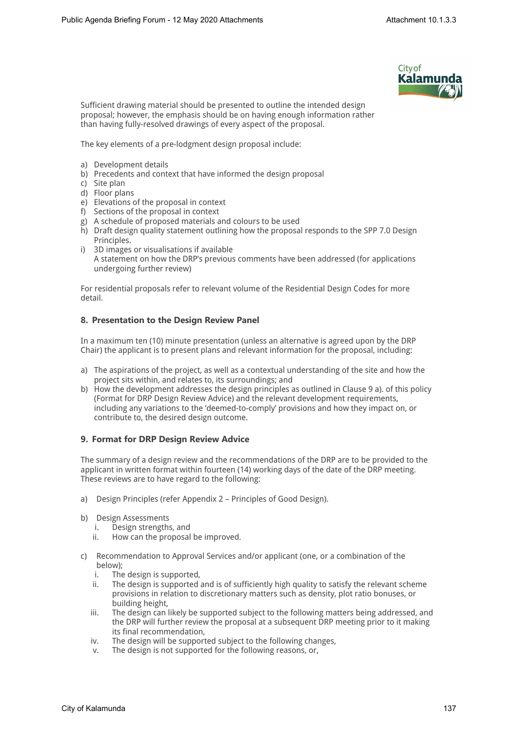Sufficient drawing material should be presented to outline the intended design proposal; however, the emphasis should be on having enough information rather than having fully-resolved drawings of every aspect of the proposal.

The key elements of a pre-lodgment design proposal include:

a) Development details
b) Precedents and context that have informed the design proposal
c) Site plan
d) Floor plans
e) Elevations of the proposal in context
f) Sections of the proposal in context
g) A schedule of proposed materials and colours to be used
h) Draft design quality statement outlining how the proposal responds to the SPP 7.0 Design Principles.
i) 3D images or visualisations if available
   A statement on how the DRP's previous comments have been addressed (for applications undergoing further review)

For residential proposals refer to relevant volume of the Residential Design Codes for more detail.

## 8. Presentation to the Design Review Panel

In a maximum ten (10) minute presentation (unless an alternative is agreed upon by the DRP Chair) the applicant is to present plans and relevant information for the proposal, including:

a) The aspirations of the project, as well as a contextual understanding of the site and how the project sits within, and relates to, its surroundings; and
b) How the development addresses the design principles as outlined in Clause 9 a). of this policy (Format for DRP Design Review Advice) and the relevant development requirements, including any variations to the 'deemed-to-comply' provisions and how they impact on, or contribute to, the desired design outcome.

## 9. Format for DRP Design Review Advice

The summary of a design review and the recommendations of the DRP are to be provided to the applicant in written format within fourteen (14) working days of the date of the DRP meeting. These reviews are to have regard to the following:

a) Design Principles (refer Appendix 2 – Principles of Good Design).

b) Design Assessments
   i. Design strengths, and
   ii. How can the proposal be improved.

c) Recommendation to Approval Services and/or applicant (one, or a combination of the below);
   i. The design is supported,
   ii. The design is supported and is of sufficiently high quality to satisfy the relevant scheme provisions in relation to discretionary matters such as density, plot ratio bonuses, or building height,
   iii. The design can likely be supported subject to the following matters being addressed, and the DRP will further review the proposal at a subsequent DRP meeting prior to it making its final recommendation,
   iv. The design will be supported subject to the following changes,
   v. The design is not supported for the following reasons, or,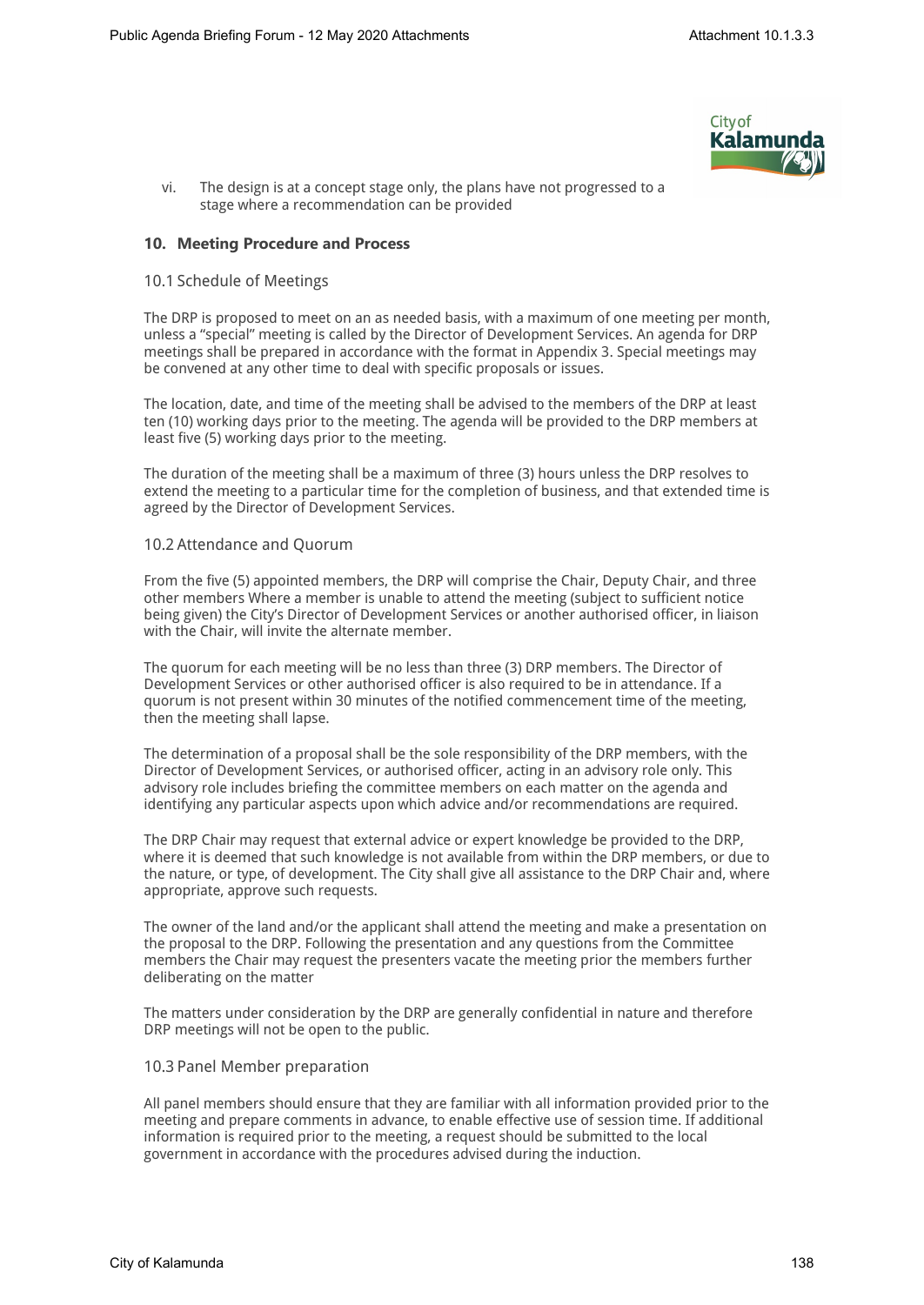vi. The design is at a concept stage only, the plans have not progressed to a stage where a recommendation can be provided

## 10. Meeting Procedure and Process

### 10.1 Schedule of Meetings

The DRP is proposed to meet on an as needed basis, with a maximum of one meeting per month, unless a "special" meeting is called by the Director of Development Services. An agenda for DRP meetings shall be prepared in accordance with the format in Appendix 3. Special meetings may be convened at any other time to deal with specific proposals or issues.

The location, date, and time of the meeting shall be advised to the members of the DRP at least ten (10) working days prior to the meeting. The agenda will be provided to the DRP members at least five (5) working days prior to the meeting.

The duration of the meeting shall be a maximum of three (3) hours unless the DRP resolves to extend the meeting to a particular time for the completion of business, and that extended time is agreed by the Director of Development Services.

### 10.2 Attendance and Quorum

From the five (5) appointed members, the DRP will comprise the Chair, Deputy Chair, and three other members Where a member is unable to attend the meeting (subject to sufficient notice being given) the City's Director of Development Services or another authorised officer, in liaison with the Chair, will invite the alternate member.

The quorum for each meeting will be no less than three (3) DRP members. The Director of Development Services or other authorised officer is also required to be in attendance. If a quorum is not present within 30 minutes of the notified commencement time of the meeting, then the meeting shall lapse.

The determination of a proposal shall be the sole responsibility of the DRP members, with the Director of Development Services, or authorised officer, acting in an advisory role only. This advisory role includes briefing the committee members on each matter on the agenda and identifying any particular aspects upon which advice and/or recommendations are required.

The DRP Chair may request that external advice or expert knowledge be provided to the DRP, where it is deemed that such knowledge is not available from within the DRP members, or due to the nature, or type, of development. The City shall give all assistance to the DRP Chair and, where appropriate, approve such requests.

The owner of the land and/or the applicant shall attend the meeting and make a presentation on the proposal to the DRP. Following the presentation and any questions from the Committee members the Chair may request the presenters vacate the meeting prior the members further deliberating on the matter

The matters under consideration by the DRP are generally confidential in nature and therefore DRP meetings will not be open to the public.

### 10.3 Panel Member preparation

All panel members should ensure that they are familiar with all information provided prior to the meeting and prepare comments in advance, to enable effective use of session time. If additional information is required prior to the meeting, a request should be submitted to the local government in accordance with the procedures advised during the induction.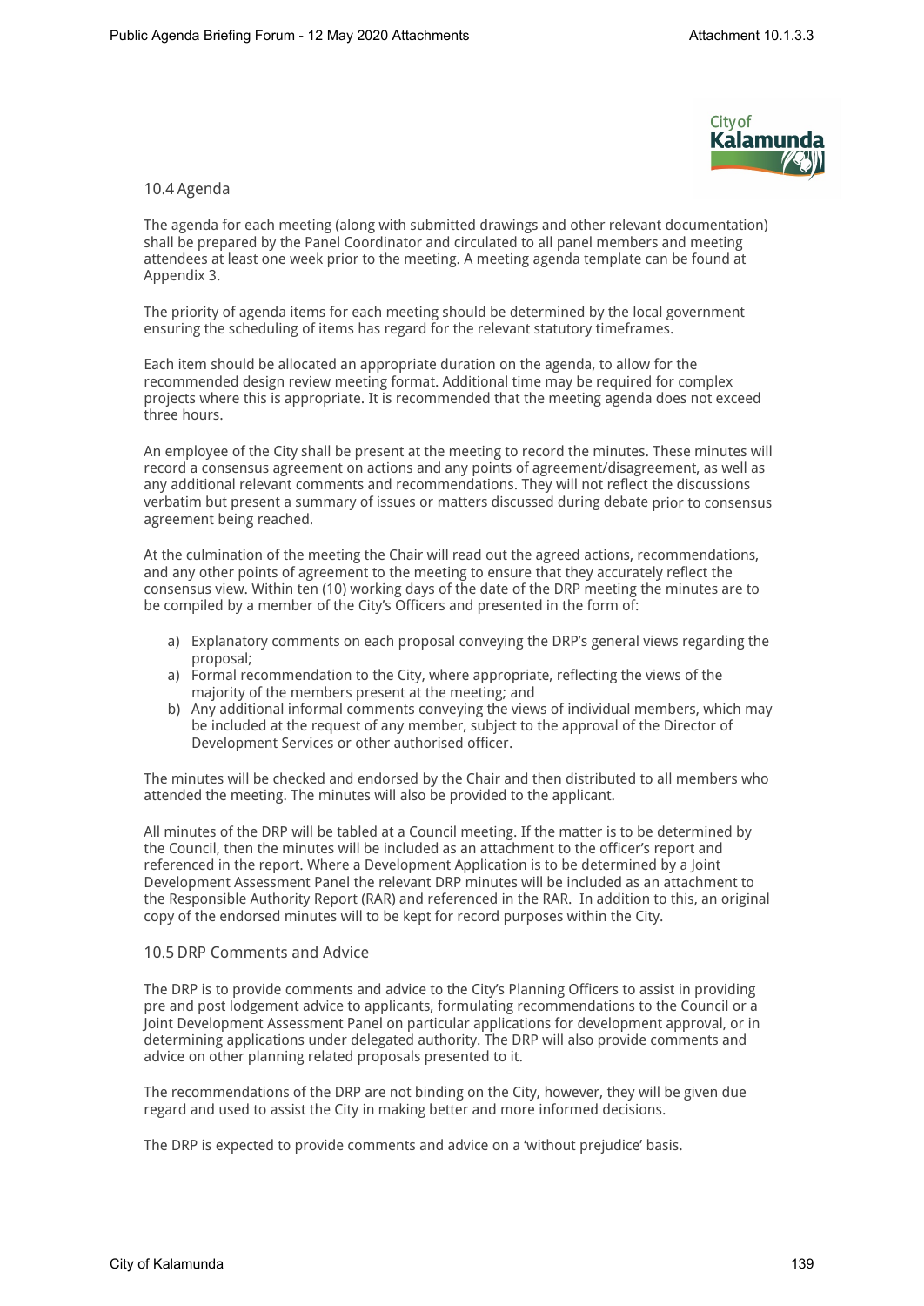## 10.4 Agenda

The agenda for each meeting (along with submitted drawings and other relevant documentation) shall be prepared by the Panel Coordinator and circulated to all panel members and meeting attendees at least one week prior to the meeting. A meeting agenda template can be found at Appendix 3.

The priority of agenda items for each meeting should be determined by the local government ensuring the scheduling of items has regard for the relevant statutory timeframes.

Each item should be allocated an appropriate duration on the agenda, to allow for the recommended design review meeting format. Additional time may be required for complex projects where this is appropriate. It is recommended that the meeting agenda does not exceed three hours.

An employee of the City shall be present at the meeting to record the minutes. These minutes will record a consensus agreement on actions and any points of agreement/disagreement, as well as any additional relevant comments and recommendations. They will not reflect the discussions verbatim but present a summary of issues or matters discussed during debate prior to consensus agreement being reached.

At the culmination of the meeting the Chair will read out the agreed actions, recommendations, and any other points of agreement to the meeting to ensure that they accurately reflect the consensus view. Within ten (10) working days of the date of the DRP meeting the minutes are to be compiled by a member of the City's Officers and presented in the form of:

a) Explanatory comments on each proposal conveying the DRP's general views regarding the proposal;
a) Formal recommendation to the City, where appropriate, reflecting the views of the majority of the members present at the meeting; and
b) Any additional informal comments conveying the views of individual members, which may be included at the request of any member, subject to the approval of the Director of Development Services or other authorised officer.

The minutes will be checked and endorsed by the Chair and then distributed to all members who attended the meeting. The minutes will also be provided to the applicant.

All minutes of the DRP will be tabled at a Council meeting. If the matter is to be determined by the Council, then the minutes will be included as an attachment to the officer's report and referenced in the report. Where a Development Application is to be determined by a Joint Development Assessment Panel the relevant DRP minutes will be included as an attachment to the Responsible Authority Report (RAR) and referenced in the RAR. In addition to this, an original copy of the endorsed minutes will to be kept for record purposes within the City.

## 10.5 DRP Comments and Advice

The DRP is to provide comments and advice to the City's Planning Officers to assist in providing pre and post lodgement advice to applicants, formulating recommendations to the Council or a Joint Development Assessment Panel on particular applications for development approval, or in determining applications under delegated authority. The DRP will also provide comments and advice on other planning related proposals presented to it.

The recommendations of the DRP are not binding on the City, however, they will be given due regard and used to assist the City in making better and more informed decisions.

The DRP is expected to provide comments and advice on a 'without prejudice' basis.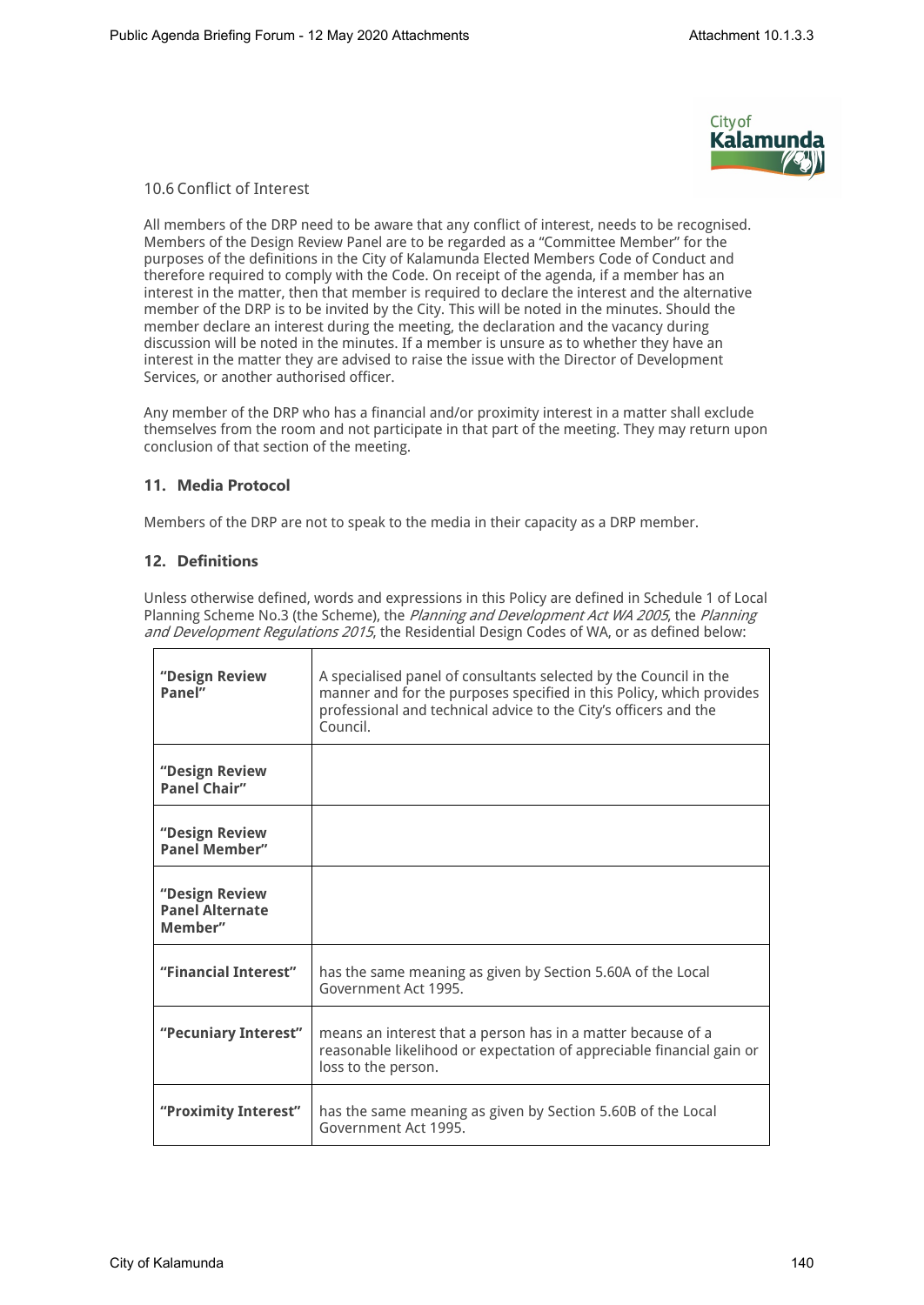### 10.6 Conflict of Interest

All members of the DRP need to be aware that any conflict of interest, needs to be recognised. Members of the Design Review Panel are to be regarded as a "Committee Member" for the purposes of the definitions in the City of Kalamunda Elected Members Code of Conduct and therefore required to comply with the Code. On receipt of the agenda, if a member has an interest in the matter, then that member is required to declare the interest and the alternative member of the DRP is to be invited by the City. This will be noted in the minutes. Should the member declare an interest during the meeting, the declaration and the vacancy during discussion will be noted in the minutes. If a member is unsure as to whether they have an interest in the matter they are advised to raise the issue with the Director of Development Services, or another authorised officer.

Any member of the DRP who has a financial and/or proximity interest in a matter shall exclude themselves from the room and not participate in that part of the meeting. They may return upon conclusion of that section of the meeting.

## 11. Media Protocol

Members of the DRP are not to speak to the media in their capacity as a DRP member.

## 12. Definitions

Unless otherwise defined, words and expressions in this Policy are defined in Schedule 1 of Local Planning Scheme No.3 (the Scheme), the *Planning and Development Act WA 2005*, the *Planning and Development Regulations 2015*, the Residential Design Codes of WA, or as defined below:

| | |
|---|---|
| **"Design Review Panel"** | A specialised panel of consultants selected by the Council in the manner and for the purposes specified in this Policy, which provides professional and technical advice to the City's officers and the Council. |
| **"Design Review Panel Chair"** | |
| **"Design Review Panel Member"** | |
| **"Design Review Panel Alternate Member"** | |
| **"Financial Interest"** | has the same meaning as given by Section 5.60A of the Local Government Act 1995. |
| **"Pecuniary Interest"** | means an interest that a person has in a matter because of a reasonable likelihood or expectation of appreciable financial gain or loss to the person. |
| **"Proximity Interest"** | has the same meaning as given by Section 5.60B of the Local Government Act 1995. |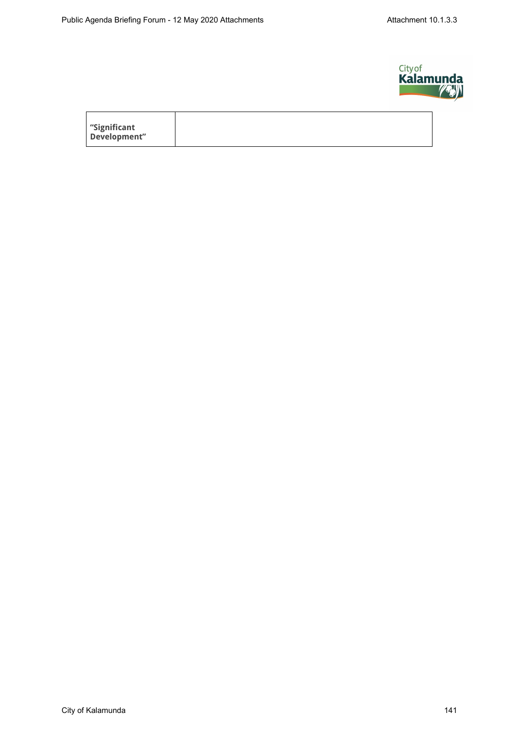| "Significant Development" | |
|---|---|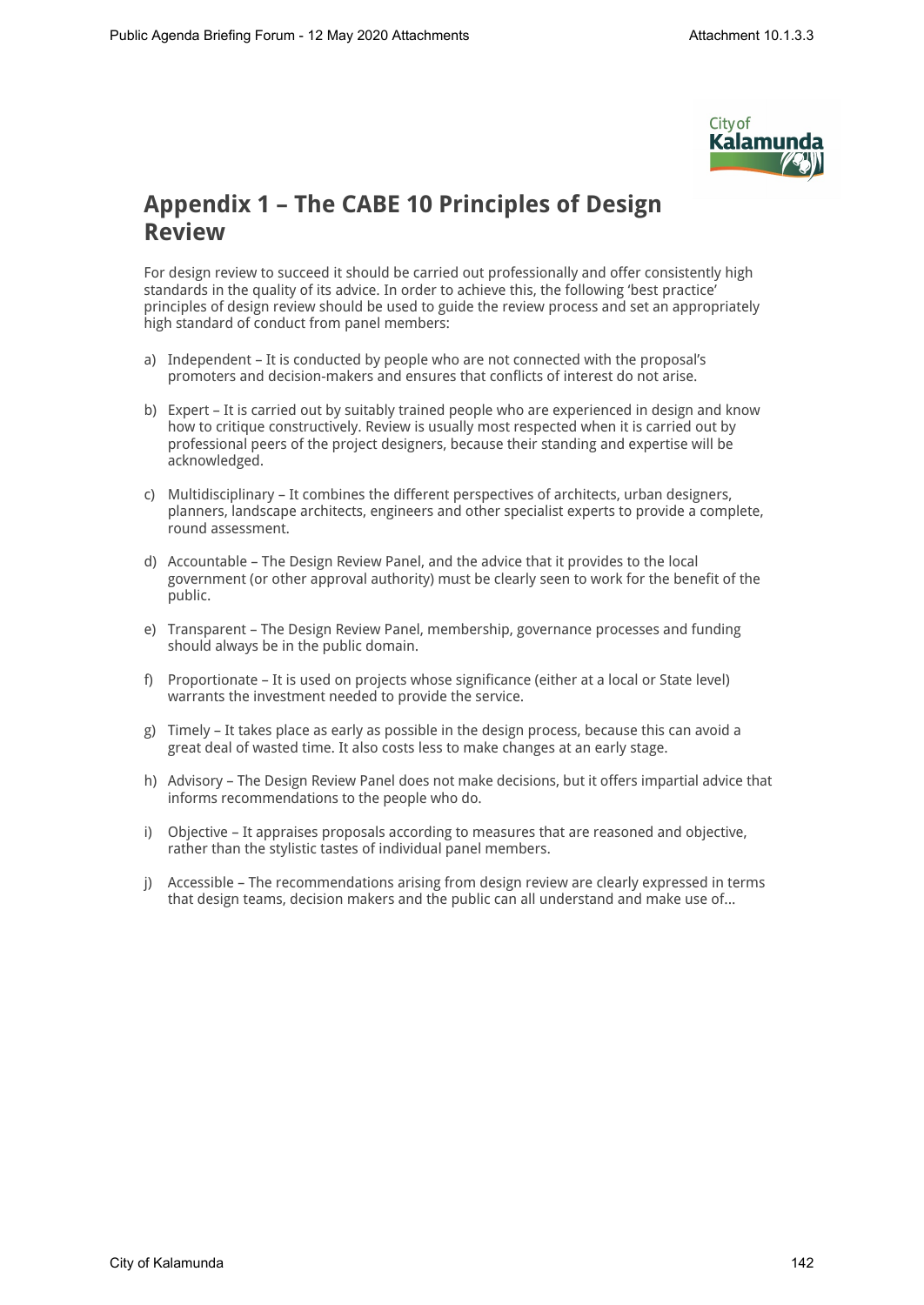# Appendix 1 – The CABE 10 Principles of Design Review

For design review to succeed it should be carried out professionally and offer consistently high standards in the quality of its advice. In order to achieve this, the following 'best practice' principles of design review should be used to guide the review process and set an appropriately high standard of conduct from panel members:

a) Independent – It is conducted by people who are not connected with the proposal's promoters and decision-makers and ensures that conflicts of interest do not arise.

b) Expert – It is carried out by suitably trained people who are experienced in design and know how to critique constructively. Review is usually most respected when it is carried out by professional peers of the project designers, because their standing and expertise will be acknowledged.

c) Multidisciplinary – It combines the different perspectives of architects, urban designers, planners, landscape architects, engineers and other specialist experts to provide a complete, round assessment.

d) Accountable – The Design Review Panel, and the advice that it provides to the local government (or other approval authority) must be clearly seen to work for the benefit of the public.

e) Transparent – The Design Review Panel, membership, governance processes and funding should always be in the public domain.

f) Proportionate – It is used on projects whose significance (either at a local or State level) warrants the investment needed to provide the service.

g) Timely – It takes place as early as possible in the design process, because this can avoid a great deal of wasted time. It also costs less to make changes at an early stage.

h) Advisory – The Design Review Panel does not make decisions, but it offers impartial advice that informs recommendations to the people who do.

i) Objective – It appraises proposals according to measures that are reasoned and objective, rather than the stylistic tastes of individual panel members.

j) Accessible – The recommendations arising from design review are clearly expressed in terms that design teams, decision makers and the public can all understand and make use of...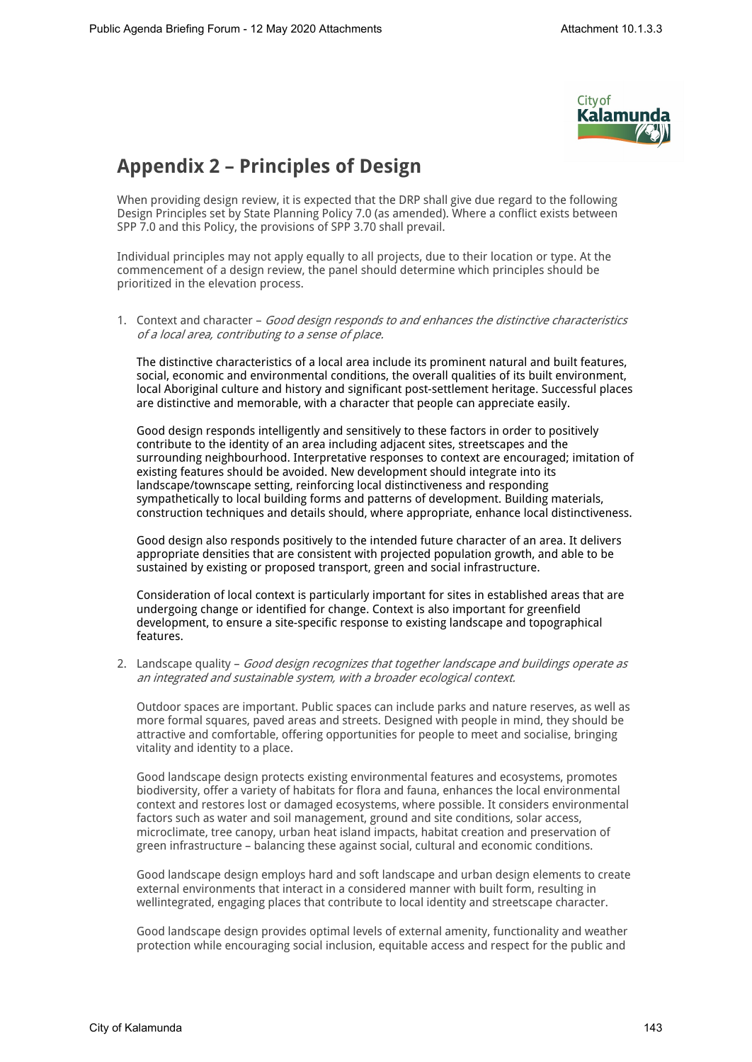## Appendix 2 – Principles of Design

When providing design review, it is expected that the DRP shall give due regard to the following Design Principles set by State Planning Policy 7.0 (as amended). Where a conflict exists between SPP 7.0 and this Policy, the provisions of SPP 3.70 shall prevail.

Individual principles may not apply equally to all projects, due to their location or type. At the commencement of a design review, the panel should determine which principles should be prioritized in the elevation process.

1. Context and character – *Good design responds to and enhances the distinctive characteristics of a local area, contributing to a sense of place.*

   The distinctive characteristics of a local area include its prominent natural and built features, social, economic and environmental conditions, the overall qualities of its built environment, local Aboriginal culture and history and significant post-settlement heritage. Successful places are distinctive and memorable, with a character that people can appreciate easily.

   Good design responds intelligently and sensitively to these factors in order to positively contribute to the identity of an area including adjacent sites, streetscapes and the surrounding neighbourhood. Interpretative responses to context are encouraged; imitation of existing features should be avoided. New development should integrate into its landscape/townscape setting, reinforcing local distinctiveness and responding sympathetically to local building forms and patterns of development. Building materials, construction techniques and details should, where appropriate, enhance local distinctiveness.

   Good design also responds positively to the intended future character of an area. It delivers appropriate densities that are consistent with projected population growth, and able to be sustained by existing or proposed transport, green and social infrastructure.

   Consideration of local context is particularly important for sites in established areas that are undergoing change or identified for change. Context is also important for greenfield development, to ensure a site-specific response to existing landscape and topographical features.

2. Landscape quality – *Good design recognizes that together landscape and buildings operate as an integrated and sustainable system, with a broader ecological context.*

   Outdoor spaces are important. Public spaces can include parks and nature reserves, as well as more formal squares, paved areas and streets. Designed with people in mind, they should be attractive and comfortable, offering opportunities for people to meet and socialise, bringing vitality and identity to a place.

   Good landscape design protects existing environmental features and ecosystems, promotes biodiversity, offer a variety of habitats for flora and fauna, enhances the local environmental context and restores lost or damaged ecosystems, where possible. It considers environmental factors such as water and soil management, ground and site conditions, solar access, microclimate, tree canopy, urban heat island impacts, habitat creation and preservation of green infrastructure – balancing these against social, cultural and economic conditions.

   Good landscape design employs hard and soft landscape and urban design elements to create external environments that interact in a considered manner with built form, resulting in wellintegrated, engaging places that contribute to local identity and streetscape character.

   Good landscape design provides optimal levels of external amenity, functionality and weather protection while encouraging social inclusion, equitable access and respect for the public and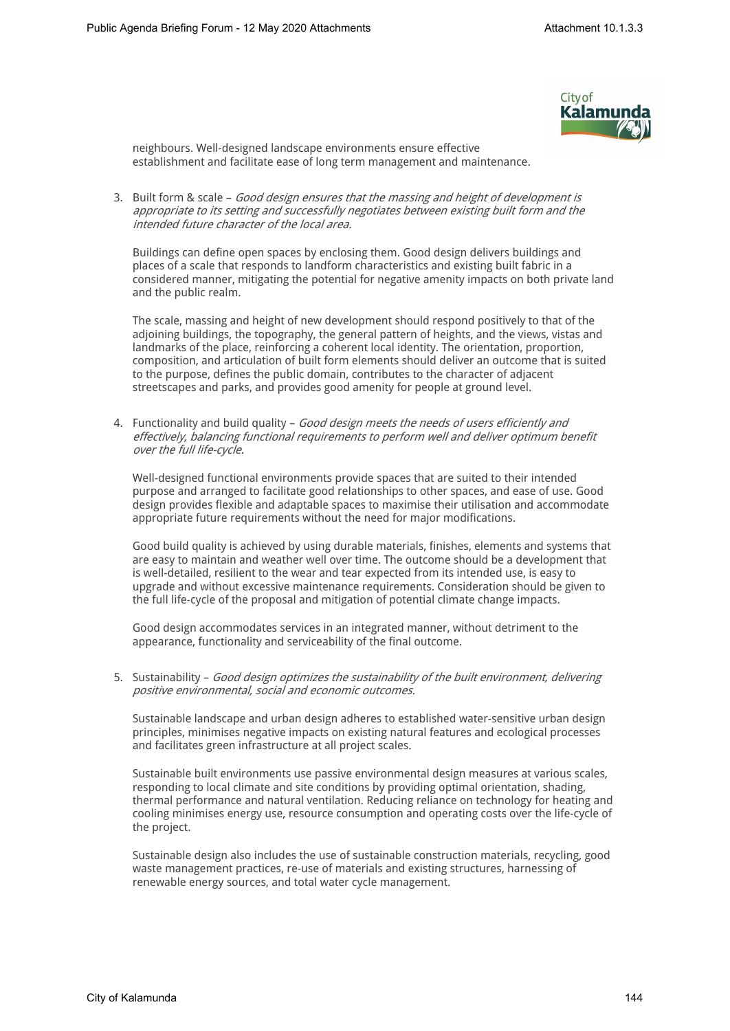neighbours. Well-designed landscape environments ensure effective establishment and facilitate ease of long term management and maintenance.

3. Built form & scale – *Good design ensures that the massing and height of development is appropriate to its setting and successfully negotiates between existing built form and the intended future character of the local area.*

   Buildings can define open spaces by enclosing them. Good design delivers buildings and places of a scale that responds to landform characteristics and existing built fabric in a considered manner, mitigating the potential for negative amenity impacts on both private land and the public realm.

   The scale, massing and height of new development should respond positively to that of the adjoining buildings, the topography, the general pattern of heights, and the views, vistas and landmarks of the place, reinforcing a coherent local identity. The orientation, proportion, composition, and articulation of built form elements should deliver an outcome that is suited to the purpose, defines the public domain, contributes to the character of adjacent streetscapes and parks, and provides good amenity for people at ground level.

4. Functionality and build quality – *Good design meets the needs of users efficiently and effectively, balancing functional requirements to perform well and deliver optimum benefit over the full life-cycle.*

   Well-designed functional environments provide spaces that are suited to their intended purpose and arranged to facilitate good relationships to other spaces, and ease of use. Good design provides flexible and adaptable spaces to maximise their utilisation and accommodate appropriate future requirements without the need for major modifications.

   Good build quality is achieved by using durable materials, finishes, elements and systems that are easy to maintain and weather well over time. The outcome should be a development that is well-detailed, resilient to the wear and tear expected from its intended use, is easy to upgrade and without excessive maintenance requirements. Consideration should be given to the full life-cycle of the proposal and mitigation of potential climate change impacts.

   Good design accommodates services in an integrated manner, without detriment to the appearance, functionality and serviceability of the final outcome.

5. Sustainability – *Good design optimizes the sustainability of the built environment, delivering positive environmental, social and economic outcomes.*

   Sustainable landscape and urban design adheres to established water-sensitive urban design principles, minimises negative impacts on existing natural features and ecological processes and facilitates green infrastructure at all project scales.

   Sustainable built environments use passive environmental design measures at various scales, responding to local climate and site conditions by providing optimal orientation, shading, thermal performance and natural ventilation. Reducing reliance on technology for heating and cooling minimises energy use, resource consumption and operating costs over the life-cycle of the project.

   Sustainable design also includes the use of sustainable construction materials, recycling, good waste management practices, re-use of materials and existing structures, harnessing of renewable energy sources, and total water cycle management.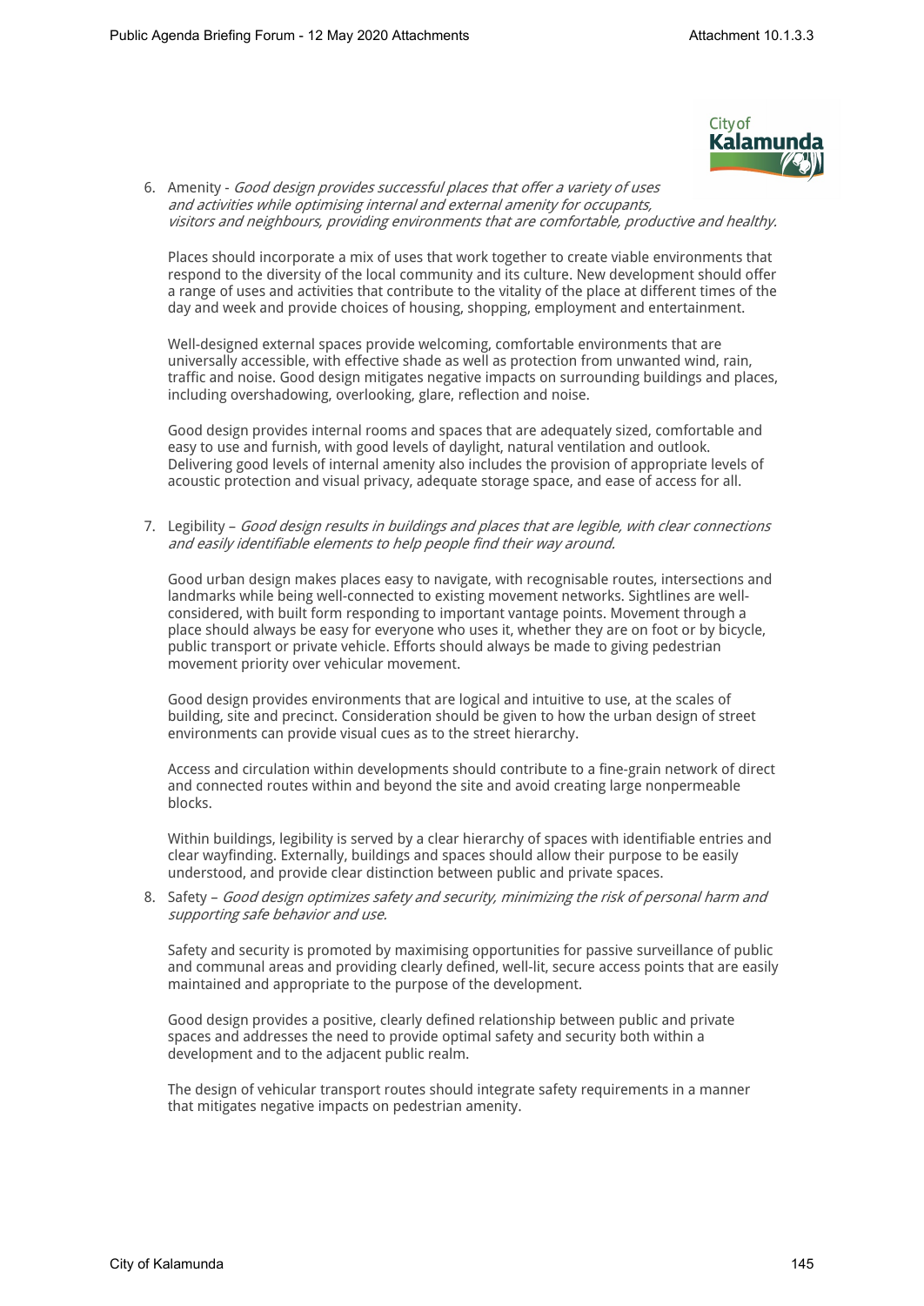6. Amenity - *Good design provides successful places that offer a variety of uses and activities while optimising internal and external amenity for occupants, visitors and neighbours, providing environments that are comfortable, productive and healthy.*

   Places should incorporate a mix of uses that work together to create viable environments that respond to the diversity of the local community and its culture. New development should offer a range of uses and activities that contribute to the vitality of the place at different times of the day and week and provide choices of housing, shopping, employment and entertainment.

   Well-designed external spaces provide welcoming, comfortable environments that are universally accessible, with effective shade as well as protection from unwanted wind, rain, traffic and noise. Good design mitigates negative impacts on surrounding buildings and places, including overshadowing, overlooking, glare, reflection and noise.

   Good design provides internal rooms and spaces that are adequately sized, comfortable and easy to use and furnish, with good levels of daylight, natural ventilation and outlook. Delivering good levels of internal amenity also includes the provision of appropriate levels of acoustic protection and visual privacy, adequate storage space, and ease of access for all.

7. Legibility – *Good design results in buildings and places that are legible, with clear connections and easily identifiable elements to help people find their way around.*

   Good urban design makes places easy to navigate, with recognisable routes, intersections and landmarks while being well-connected to existing movement networks. Sightlines are well-considered, with built form responding to important vantage points. Movement through a place should always be easy for everyone who uses it, whether they are on foot or by bicycle, public transport or private vehicle. Efforts should always be made to giving pedestrian movement priority over vehicular movement.

   Good design provides environments that are logical and intuitive to use, at the scales of building, site and precinct. Consideration should be given to how the urban design of street environments can provide visual cues as to the street hierarchy.

   Access and circulation within developments should contribute to a fine-grain network of direct and connected routes within and beyond the site and avoid creating large nonpermeable blocks.

   Within buildings, legibility is served by a clear hierarchy of spaces with identifiable entries and clear wayfinding. Externally, buildings and spaces should allow their purpose to be easily understood, and provide clear distinction between public and private spaces.

8. Safety – *Good design optimizes safety and security, minimizing the risk of personal harm and supporting safe behavior and use.*

   Safety and security is promoted by maximising opportunities for passive surveillance of public and communal areas and providing clearly defined, well-lit, secure access points that are easily maintained and appropriate to the purpose of the development.

   Good design provides a positive, clearly defined relationship between public and private spaces and addresses the need to provide optimal safety and security both within a development and to the adjacent public realm.

   The design of vehicular transport routes should integrate safety requirements in a manner that mitigates negative impacts on pedestrian amenity.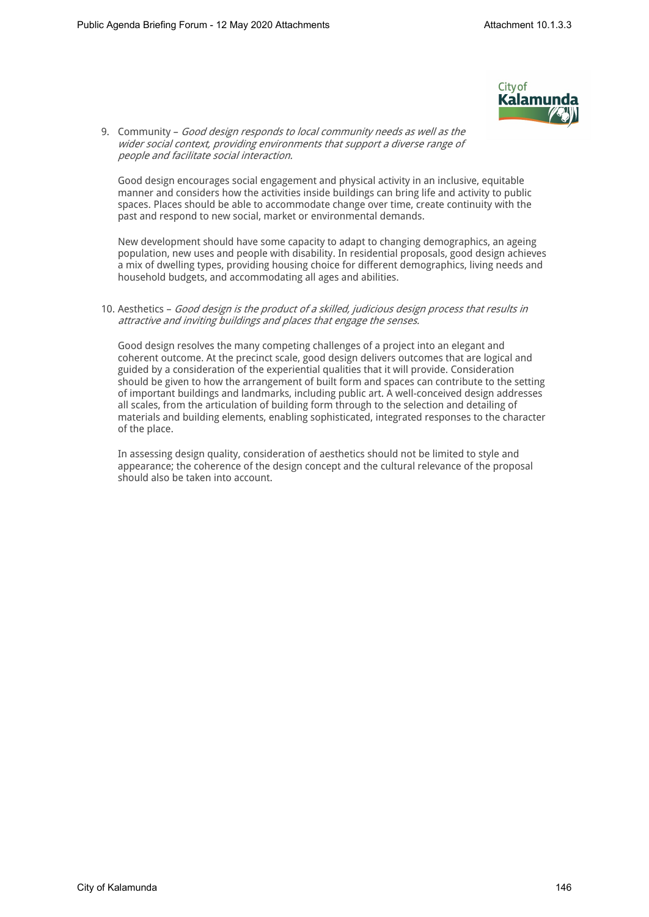9. Community – *Good design responds to local community needs as well as the wider social context, providing environments that support a diverse range of people and facilitate social interaction.*

   Good design encourages social engagement and physical activity in an inclusive, equitable manner and considers how the activities inside buildings can bring life and activity to public spaces. Places should be able to accommodate change over time, create continuity with the past and respond to new social, market or environmental demands.

   New development should have some capacity to adapt to changing demographics, an ageing population, new uses and people with disability. In residential proposals, good design achieves a mix of dwelling types, providing housing choice for different demographics, living needs and household budgets, and accommodating all ages and abilities.

10. Aesthetics – *Good design is the product of a skilled, judicious design process that results in attractive and inviting buildings and places that engage the senses.*

    Good design resolves the many competing challenges of a project into an elegant and coherent outcome. At the precinct scale, good design delivers outcomes that are logical and guided by a consideration of the experiential qualities that it will provide. Consideration should be given to how the arrangement of built form and spaces can contribute to the setting of important buildings and landmarks, including public art. A well-conceived design addresses all scales, from the articulation of building form through to the selection and detailing of materials and building elements, enabling sophisticated, integrated responses to the character of the place.

    In assessing design quality, consideration of aesthetics should not be limited to style and appearance; the coherence of the design concept and the cultural relevance of the proposal should also be taken into account.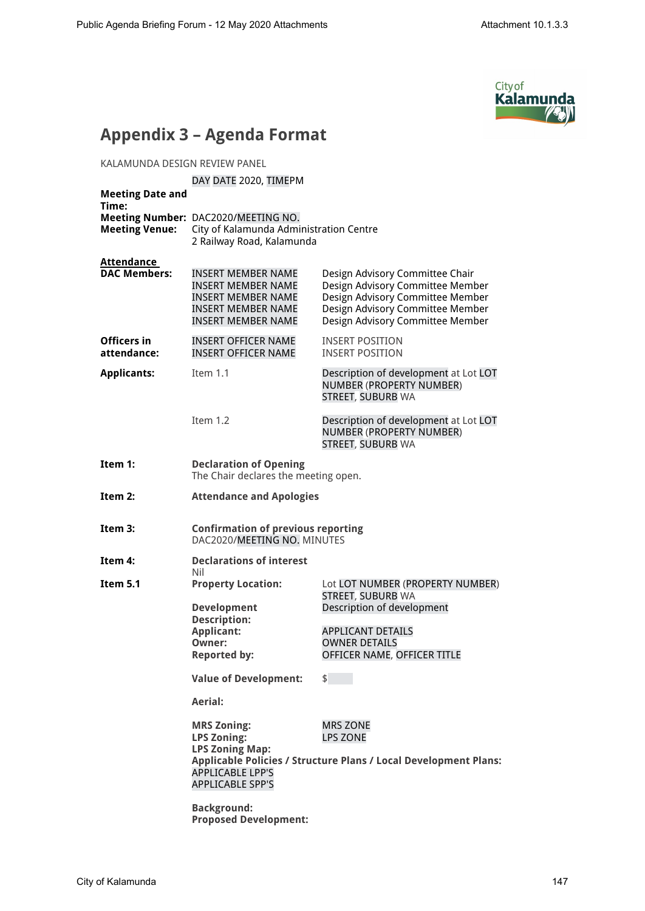# Appendix 3 – Agenda Format

KALAMUNDA DESIGN REVIEW PANEL

| | | |
|---|---|---|
| **Meeting Date and Time:** | DAY DATE 2020, TIMEPM | |
| **Meeting Number:** | DAC2020/MEETING NO. | |
| **Meeting Venue:** | City of Kalamunda Administration Centre 2 Railway Road, Kalamunda | |
| **Attendance DAC Members:** | INSERT MEMBER NAME | Design Advisory Committee Chair |
| | INSERT MEMBER NAME | Design Advisory Committee Member |
| | INSERT MEMBER NAME | Design Advisory Committee Member |
| | INSERT MEMBER NAME | Design Advisory Committee Member |
| | INSERT MEMBER NAME | Design Advisory Committee Member |
| **Officers in attendance:** | INSERT OFFICER NAME | INSERT POSITION |
| | INSERT OFFICER NAME | INSERT POSITION |
| **Applicants:** | Item 1.1 | Description of development at Lot LOT NUMBER (PROPERTY NUMBER) STREET, SUBURB WA |
| | Item 1.2 | Description of development at Lot LOT NUMBER (PROPERTY NUMBER) STREET, SUBURB WA |

**Item 1:** **Declaration of Opening**
The Chair declares the meeting open.

**Item 2:** **Attendance and Apologies**

**Item 3:** **Confirmation of previous reporting**
DAC2020/MEETING NO. MINUTES

**Item 4:** **Declarations of interest**
Nil

**Item 5.1**

| | |
|---|---|
| **Property Location:** | Lot LOT NUMBER (PROPERTY NUMBER) STREET, SUBURB WA |
| **Development Description:** | Description of development |
| **Applicant:** | APPLICANT DETAILS |
| **Owner:** | OWNER DETAILS |
| **Reported by:** | OFFICER NAME, OFFICER TITLE |
| **Value of Development:** | $ |
| **Aerial:** | |
| **MRS Zoning:** | MRS ZONE |
| **LPS Zoning:** | LPS ZONE |
| **LPS Zoning Map:** | |

**Applicable Policies / Structure Plans / Local Development Plans:**
APPLICABLE LPP'S
APPLICABLE SPP'S

**Background:**
**Proposed Development:**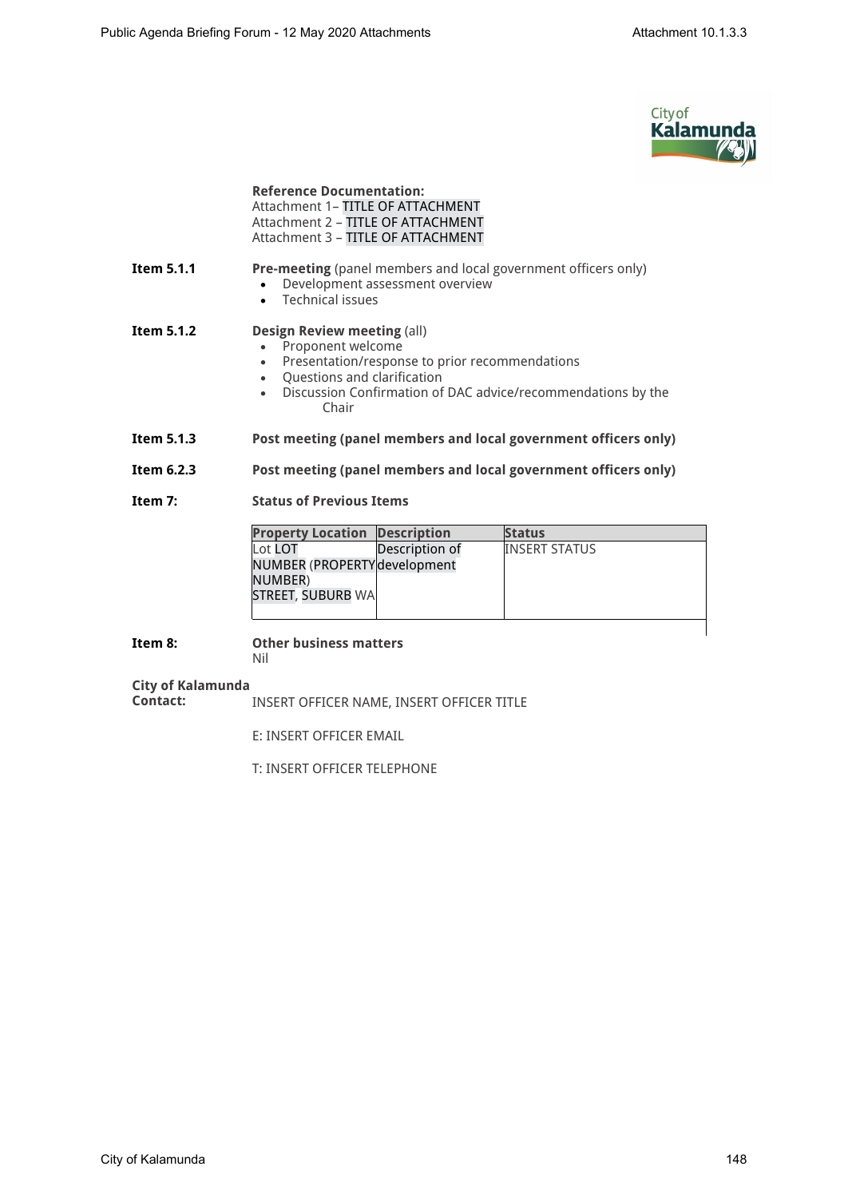**Reference Documentation:**
Attachment 1– TITLE OF ATTACHMENT
Attachment 2 – TITLE OF ATTACHMENT
Attachment 3 – TITLE OF ATTACHMENT

**Item 5.1.1** **Pre-meeting** (panel members and local government officers only)

- Development assessment overview
- Technical issues

**Item 5.1.2** **Design Review meeting** (all)

- Proponent welcome
- Presentation/response to prior recommendations
- Questions and clarification
- Discussion Confirmation of DAC advice/recommendations by the Chair

**Item 5.1.3** **Post meeting (panel members and local government officers only)**

**Item 6.2.3** **Post meeting (panel members and local government officers only)**

**Item 7:** **Status of Previous Items**

| Property Location | Description | Status |
|---|---|---|
| Lot LOT NUMBER (PROPERTY NUMBER) STREET, SUBURB WA | Description of development | INSERT STATUS |

**Item 8:** **Other business matters**
Nil

**City of Kalamunda Contact:** INSERT OFFICER NAME, INSERT OFFICER TITLE

E: INSERT OFFICER EMAIL

T: INSERT OFFICER TELEPHONE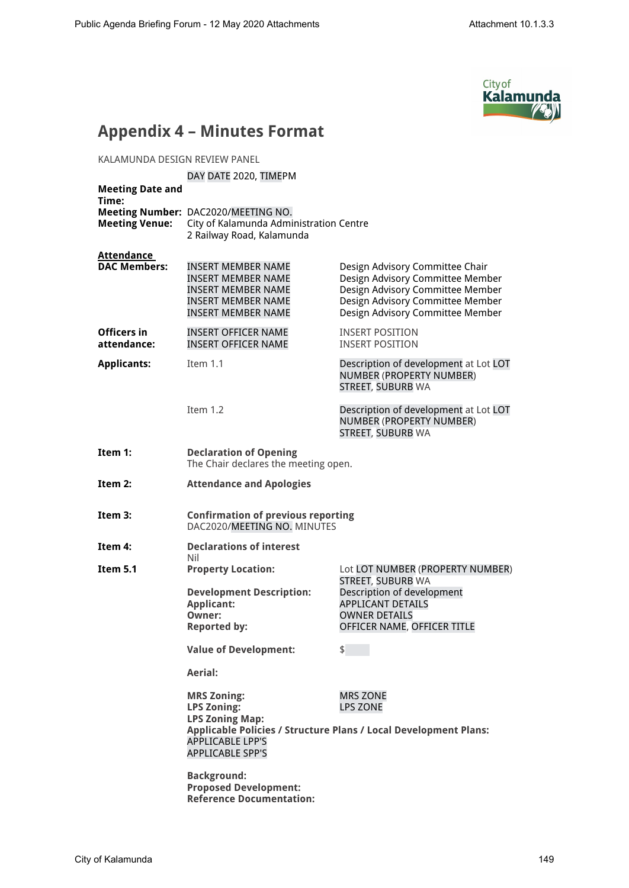## Appendix 4 – Minutes Format

KALAMUNDA DESIGN REVIEW PANEL

| | | |
|---|---|---|
| **Meeting Date and Time:** | DAY DATE 2020, TIMEPM | |
| **Meeting Number:** | DAC2020/MEETING NO. | |
| **Meeting Venue:** | City of Kalamunda Administration Centre<br>2 Railway Road, Kalamunda | |
| **Attendance** | | |
| **DAC Members:** | INSERT MEMBER NAME | Design Advisory Committee Chair |
| | INSERT MEMBER NAME | Design Advisory Committee Member |
| | INSERT MEMBER NAME | Design Advisory Committee Member |
| | INSERT MEMBER NAME | Design Advisory Committee Member |
| | INSERT MEMBER NAME | Design Advisory Committee Member |
| **Officers in attendance:** | INSERT OFFICER NAME | INSERT POSITION |
| | INSERT OFFICER NAME | INSERT POSITION |
| **Applicants:** | Item 1.1 | Description of development at Lot LOT NUMBER (PROPERTY NUMBER) STREET, SUBURB WA |
| | Item 1.2 | Description of development at Lot LOT NUMBER (PROPERTY NUMBER) STREET, SUBURB WA |

**Item 1:** **Declaration of Opening**
The Chair declares the meeting open.

**Item 2:** **Attendance and Apologies**

**Item 3:** **Confirmation of previous reporting**
DAC2020/MEETING NO. MINUTES

**Item 4:** **Declarations of interest**
Nil

**Item 5.1**

| | |
|---|---|
| **Property Location:** | Lot LOT NUMBER (PROPERTY NUMBER) STREET, SUBURB WA |
| **Development Description:** | Description of development |
| **Applicant:** | APPLICANT DETAILS |
| **Owner:** | OWNER DETAILS |
| **Reported by:** | OFFICER NAME, OFFICER TITLE |
| **Value of Development:** | $ |

**Aerial:**

| | |
|---|---|
| **MRS Zoning:** | MRS ZONE |
| **LPS Zoning:** | LPS ZONE |

**LPS Zoning Map:**

**Applicable Policies / Structure Plans / Local Development Plans:**
APPLICABLE LPP'S
APPLICABLE SPP'S

**Background:**
**Proposed Development:**
**Reference Documentation:**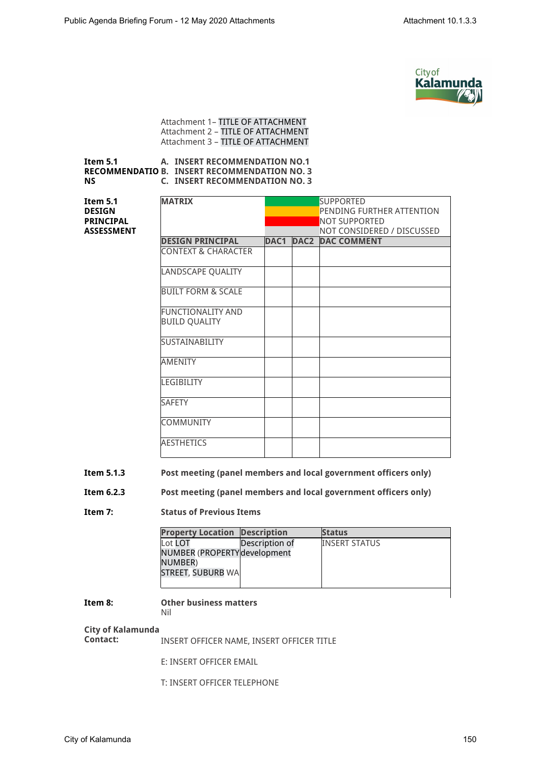Attachment 1– TITLE OF ATTACHMENT
Attachment 2 – TITLE OF ATTACHMENT
Attachment 3 – TITLE OF ATTACHMENT

**Item 5.1 RECOMMENDATIONS**

A. **INSERT RECOMMENDATION NO.1**
B. **INSERT RECOMMENDATION NO. 3**
C. **INSERT RECOMMENDATION NO. 3**

**Item 5.1 DESIGN PRINCIPAL ASSESSMENT**

| **MATRIX** | | | |
|---|---|---|---|
| | | | SUPPORTED |
| | | | PENDING FURTHER ATTENTION |
| | | | NOT SUPPORTED |
| | | | NOT CONSIDERED / DISCUSSED |
| **DESIGN PRINCIPAL** | **DAC1** | **DAC2** | **DAC COMMENT** |
| CONTEXT & CHARACTER | | | |
| LANDSCAPE QUALITY | | | |
| BUILT FORM & SCALE | | | |
| FUNCTIONALITY AND BUILD QUALITY | | | |
| SUSTAINABILITY | | | |
| AMENITY | | | |
| LEGIBILITY | | | |
| SAFETY | | | |
| COMMUNITY | | | |
| AESTHETICS | | | |

**Item 5.1.3** **Post meeting (panel members and local government officers only)**

**Item 6.2.3** **Post meeting (panel members and local government officers only)**

**Item 7:** **Status of Previous Items**

| **Property Location** | **Description** | **Status** |
|---|---|---|
| Lot LOT NUMBER (PROPERTY NUMBER) STREET, SUBURB WA | Description of development | INSERT STATUS |

**Item 8:** **Other business matters**

Nil

**City of Kalamunda Contact:** INSERT OFFICER NAME, INSERT OFFICER TITLE

E: INSERT OFFICER EMAIL

T: INSERT OFFICER TELEPHONE